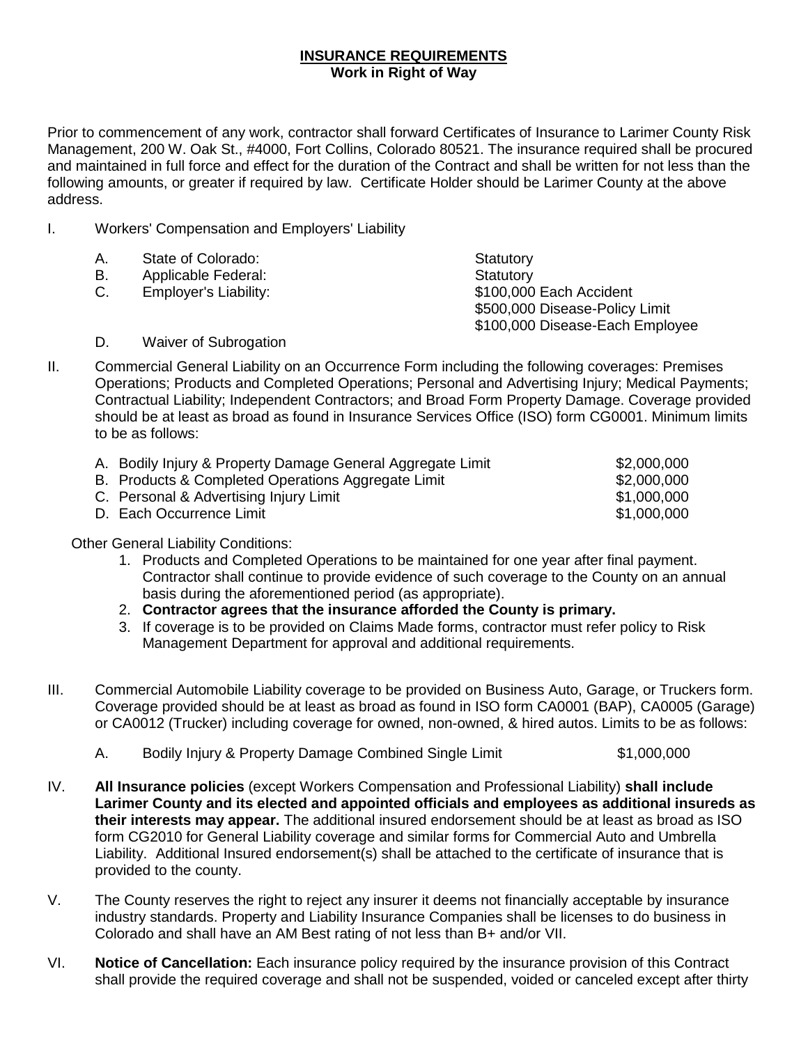# INSURANCE REQUIREMENTS

**Work in Right of Way**

Prior to commencement of any work, contractor shall forward Certificates of Insurance to Larimer County Risk Management, 200 W. Oak St., #4000, Fort Collins, Colorado 80521. The insurance required shall be procured and maintained in full force and effect for the duration of the Contract and shall be written for not less than the following amounts, or greater if required by law. Certificate Holder should be Larimer County at the above address.

I. Workers' Compensation and Employers' Liability

| | | |
|---|---|---|
| A. | State of Colorado: | Statutory |
| B. | Applicable Federal: | Statutory |
| C. | Employer's Liability: | $100,000 Each Accident<br>$500,000 Disease-Policy Limit<br>$100,000 Disease-Each Employee |
| D. | Waiver of Subrogation | |

II. Commercial General Liability on an Occurrence Form including the following coverages: Premises Operations; Products and Completed Operations; Personal and Advertising Injury; Medical Payments; Contractual Liability; Independent Contractors; and Broad Form Property Damage. Coverage provided should be at least as broad as found in Insurance Services Office (ISO) form CG0001. Minimum limits to be as follows:

| | |
|---|---|
| A. Bodily Injury & Property Damage General Aggregate Limit | $2,000,000 |
| B. Products & Completed Operations Aggregate Limit | $2,000,000 |
| C. Personal & Advertising Injury Limit | $1,000,000 |
| D. Each Occurrence Limit | $1,000,000 |

Other General Liability Conditions:

1. Products and Completed Operations to be maintained for one year after final payment. Contractor shall continue to provide evidence of such coverage to the County on an annual basis during the aforementioned period (as appropriate).
2. **Contractor agrees that the insurance afforded the County is primary.**
3. If coverage is to be provided on Claims Made forms, contractor must refer policy to Risk Management Department for approval and additional requirements.

III. Commercial Automobile Liability coverage to be provided on Business Auto, Garage, or Truckers form. Coverage provided should be at least as broad as found in ISO form CA0001 (BAP), CA0005 (Garage) or CA0012 (Trucker) including coverage for owned, non-owned, & hired autos. Limits to be as follows:

| | | |
|---|---|---|
| A. | Bodily Injury & Property Damage Combined Single Limit | $1,000,000 |

IV. **All Insurance policies** (except Workers Compensation and Professional Liability) **shall include Larimer County and its elected and appointed officials and employees as additional insureds as their interests may appear.** The additional insured endorsement should be at least as broad as ISO form CG2010 for General Liability coverage and similar forms for Commercial Auto and Umbrella Liability. Additional Insured endorsement(s) shall be attached to the certificate of insurance that is provided to the county.

V. The County reserves the right to reject any insurer it deems not financially acceptable by insurance industry standards. Property and Liability Insurance Companies shall be licenses to do business in Colorado and shall have an AM Best rating of not less than B+ and/or VII.

VI. **Notice of Cancellation:** Each insurance policy required by the insurance provision of this Contract shall provide the required coverage and shall not be suspended, voided or canceled except after thirty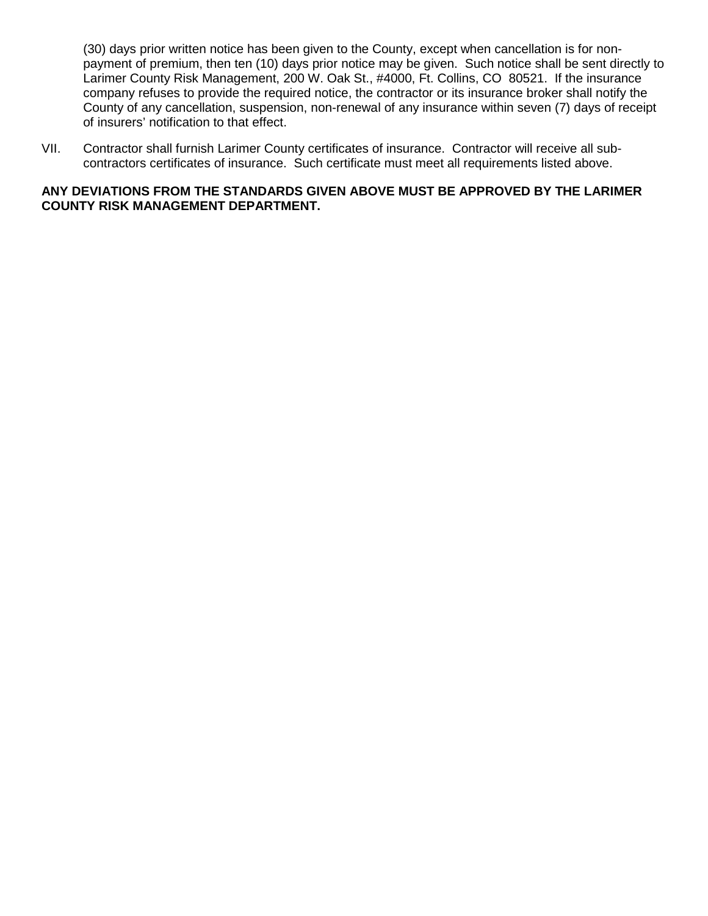(30) days prior written notice has been given to the County, except when cancellation is for non-payment of premium, then ten (10) days prior notice may be given. Such notice shall be sent directly to Larimer County Risk Management, 200 W. Oak St., #4000, Ft. Collins, CO 80521. If the insurance company refuses to provide the required notice, the contractor or its insurance broker shall notify the County of any cancellation, suspension, non-renewal of any insurance within seven (7) days of receipt of insurers' notification to that effect.

VII. Contractor shall furnish Larimer County certificates of insurance. Contractor will receive all sub-contractors certificates of insurance. Such certificate must meet all requirements listed above.

**ANY DEVIATIONS FROM THE STANDARDS GIVEN ABOVE MUST BE APPROVED BY THE LARIMER COUNTY RISK MANAGEMENT DEPARTMENT.**